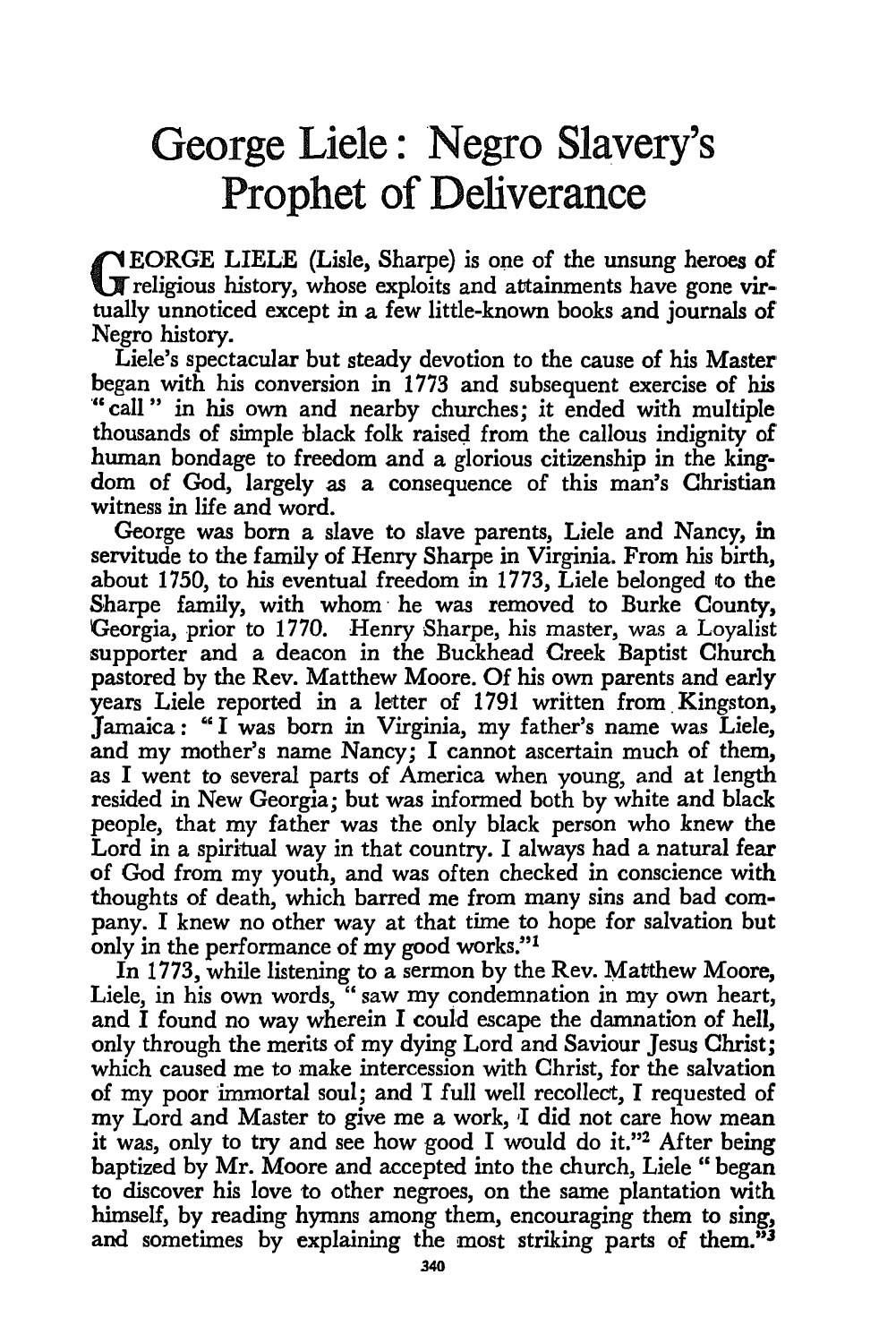# George Liele: Negro Slavery's Prophet of Deliverance

GEORGE LIELE (Lisle, Sharpe) is one of the unsung heroes of religious history, whose exploits and attainments have gone virtually unnoticed except in a few little-known books and journals of Negro history.

Liele's spectacular but steady devotion to the cause of his Master began with his conversion in 1773 and subsequent exercise of his "call" in his own and nearby churches; it ended with multiple thousands of simple black folk raised from the callous indignity of human bondage to freedom and a glorious citizenship in the kingdom of God, largely as a consequence of this man's Christian witness in life and word.

George was born a slave to slave parents, Liele and Nancy, in servitude to the family of Henry Sharpe in Virginia. From his birth, about 1750, to his eventual freedom in 1773, Liele belonged to the Sharpe family, with whom he was removed to Burke County, Georgia, prior to 1770. Henry Sharpe, his master, was a Loyalist supporter and a deacon in the Buckhead Creek Baptist Church pastored by the Rev. Matthew Moore. Of his own parents and early years Liele reported in a letter of 1791 written from Kingston, Jamaica: "I was born in Virginia, my father's name was Liele, and my mother's name Nancy; I cannot ascertain much of them, as I went to several parts of America when young, and at length resided in New Georgia; but was informed both by white and black people, that my father was the only black person who knew the Lord in a spiritual way in that country. I always had a natural fear of God from my youth, and was often checked in conscience with thoughts of death, which barred me from many sins and bad company. I knew no other way at that time to hope for salvation but only in the performance of my good works."[1]

In 1773, while listening to a sermon by the Rev. Matthew Moore, Liele, in his own words, "saw my condemnation in my own heart, and I found no way wherein I could escape the damnation of hell, only through the merits of my dying Lord and Saviour Jesus Christ; which caused me to make intercession with Christ, for the salvation of my poor immortal soul; and I full well recollect, I requested of my Lord and Master to give me a work, I did not care how mean it was, only to try and see how good I would do it."[2] After being baptized by Mr. Moore and accepted into the church, Liele "began to discover his love to other negroes, on the same plantation with himself, by reading hymns among them, encouraging them to sing, and sometimes by explaining the most striking parts of them."[3]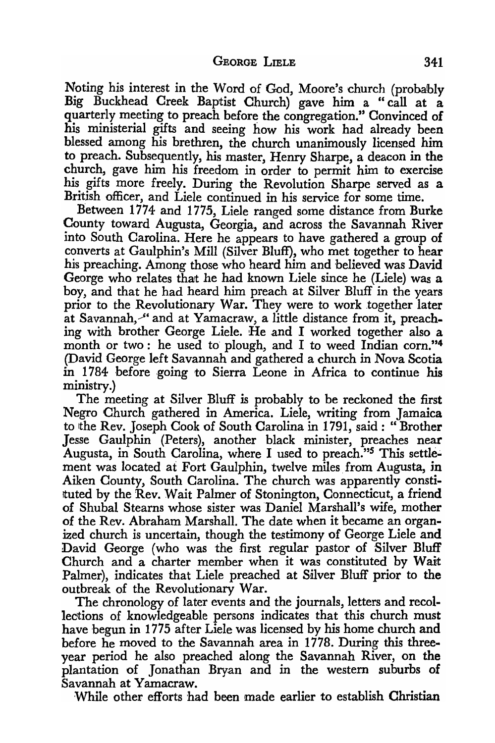Noting his interest in the Word of God, Moore's church (probably Big Buckhead Creek Baptist Church) gave him a "call at a quarterly meeting to preach before the congregation." Convinced of his ministerial gifts and seeing how his work had already been blessed among his brethren, the church unanimously licensed him to preach. Subsequently, his master, Henry Sharpe, a deacon in the church, gave him his freedom in order to permit him to exercise his gifts more freely. During the Revolution Sharpe served as a British officer, and Liele continued in his service for some time.

Between 1774 and 1775, Liele ranged some distance from Burke County toward Augusta, Georgia, and across the Savannah River into South Carolina. Here he appears to have gathered a group of converts at Gaulphin's Mill (Silver Bluff), who met together to hear his preaching. Among those who heard him and believed was David George who relates that he had known Liele since he (Liele) was a boy, and that he had heard him preach at Silver Bluff in the years prior to the Revolutionary War. They were to work together later at Savannah, "and at Yamacraw, a little distance from it, preaching with brother George Liele. He and I worked together also a month or two: he used to plough, and I to weed Indian corn."[4] (David George left Savannah and gathered a church in Nova Scotia in 1784 before going to Sierra Leone in Africa to continue his ministry.)

The meeting at Silver Bluff is probably to be reckoned the first Negro Church gathered in America. Liele, writing from Jamaica to the Rev. Joseph Cook of South Carolina in 1791, said: "Brother Jesse Gaulphin (Peters), another black minister, preaches near Augusta, in South Carolina, where I used to preach."[5] This settlement was located at Fort Gaulphin, twelve miles from Augusta, in Aiken County, South Carolina. The church was apparently constituted by the Rev. Wait Palmer of Stonington, Connecticut, a friend of Shubal Stearns whose sister was Daniel Marshall's wife, mother of the Rev. Abraham Marshall. The date when it became an organized church is uncertain, though the testimony of George Liele and David George (who was the first regular pastor of Silver Bluff Church and a charter member when it was constituted by Wait Palmer), indicates that Liele preached at Silver Bluff prior to the outbreak of the Revolutionary War.

The chronology of later events and the journals, letters and recollections of knowledgeable persons indicates that this church must have begun in 1775 after Liele was licensed by his home church and before he moved to the Savannah area in 1778. During this three-year period he also preached along the Savannah River, on the plantation of Jonathan Bryan and in the western suburbs of Savannah at Yamacraw.

While other efforts had been made earlier to establish Christian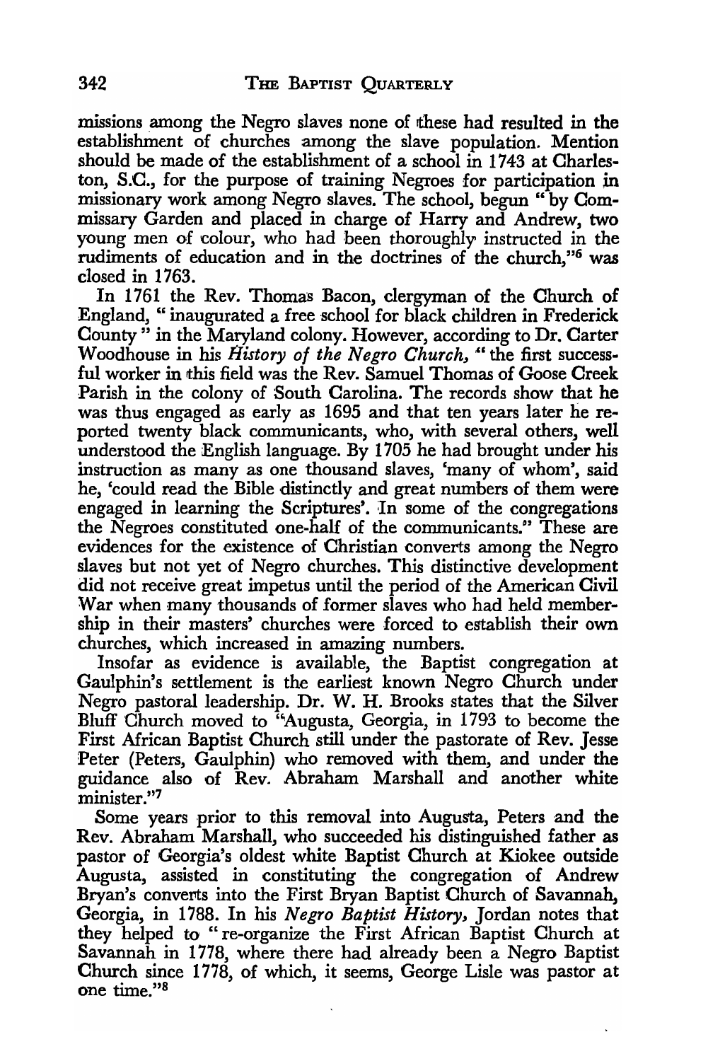missions among the Negro slaves none of these had resulted in the establishment of churches among the slave population. Mention should be made of the establishment of a school in 1743 at Charleston, S.C., for the purpose of training Negroes for participation in missionary work among Negro slaves. The school, begun "by Commissary Garden and placed in charge of Harry and Andrew, two young men of colour, who had been thoroughly instructed in the rudiments of education and in the doctrines of the church,"[6] was closed in 1763.

In 1761 the Rev. Thomas Bacon, clergyman of the Church of England, "inaugurated a free school for black children in Frederick County" in the Maryland colony. However, according to Dr. Carter Woodhouse in his *History of the Negro Church,* "the first successful worker in this field was the Rev. Samuel Thomas of Goose Creek Parish in the colony of South Carolina. The records show that he was thus engaged as early as 1695 and that ten years later he reported twenty black communicants, who, with several others, well understood the English language. By 1705 he had brought under his instruction as many as one thousand slaves, 'many of whom', said he, 'could read the Bible distinctly and great numbers of them were engaged in learning the Scriptures'. In some of the congregations the Negroes constituted one-half of the communicants." These are evidences for the existence of Christian converts among the Negro slaves but not yet of Negro churches. This distinctive development did not receive great impetus until the period of the American Civil War when many thousands of former slaves who had held membership in their masters' churches were forced to establish their own churches, which increased in amazing numbers.

Insofar as evidence is available, the Baptist congregation at Gaulphin's settlement is the earliest known Negro Church under Negro pastoral leadership. Dr. W. H. Brooks states that the Silver Bluff Church moved to "Augusta, Georgia, in 1793 to become the First African Baptist Church still under the pastorate of Rev. Jesse Peter (Peters, Gaulphin) who removed with them, and under the guidance also of Rev. Abraham Marshall and another white minister."[7]

Some years prior to this removal into Augusta, Peters and the Rev. Abraham Marshall, who succeeded his distinguished father as pastor of Georgia's oldest white Baptist Church at Kiokee outside Augusta, assisted in constituting the congregation of Andrew Bryan's converts into the First Bryan Baptist Church of Savannah, Georgia, in 1788. In his *Negro Baptist History,* Jordan notes that they helped to "re-organize the First African Baptist Church at Savannah in 1778, where there had already been a Negro Baptist Church since 1778, of which, it seems, George Lisle was pastor at one time."[8]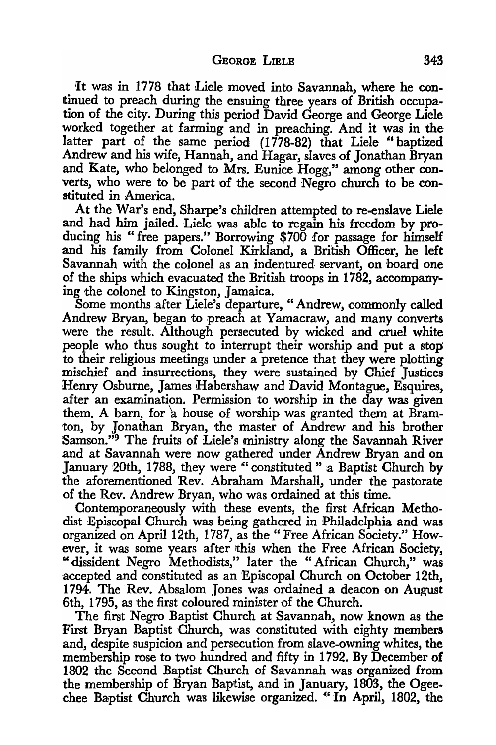It was in 1778 that Liele moved into Savannah, where he continued to preach during the ensuing three years of British occupation of the city. During this period David George and George Liele worked together at farming and in preaching. And it was in the latter part of the same period (1778-82) that Liele "baptized Andrew and his wife, Hannah, and Hagar, slaves of Jonathan Bryan and Kate, who belonged to Mrs. Eunice Hogg," among other converts, who were to be part of the second Negro church to be constituted in America.

At the War's end, Sharpe's children attempted to re-enslave Liele and had him jailed. Liele was able to regain his freedom by producing his "free papers." Borrowing $700 for passage for himself and his family from Colonel Kirkland, a British Officer, he left Savannah with the colonel as an indentured servant, on board one of the ships which evacuated the British troops in 1782, accompanying the colonel to Kingston, Jamaica.

Some months after Liele's departure, "Andrew, commonly called Andrew Bryan, began to preach at Yamacraw, and many converts were the result. Although persecuted by wicked and cruel white people who thus sought to interrupt their worship and put a stop to their religious meetings under a pretence that they were plotting mischief and insurrections, they were sustained by Chief Justices Henry Osburne, James Habershaw and David Montague, Esquires, after an examination. Permission to worship in the day was given them. A barn, for a house of worship was granted them at Bramton, by Jonathan Bryan, the master of Andrew and his brother Samson."[9] The fruits of Liele's ministry along the Savannah River and at Savannah were now gathered under Andrew Bryan and on January 20th, 1788, they were "constituted" a Baptist Church by the aforementioned Rev. Abraham Marshall, under the pastorate of the Rev. Andrew Bryan, who was ordained at this time.

Contemporaneously with these events, the first African Methodist Episcopal Church was being gathered in Philadelphia and was organized on April 12th, 1787, as the "Free African Society." However, it was some years after this when the Free African Society, "dissident Negro Methodists," later the "African Church," was accepted and constituted as an Episcopal Church on October 12th, 1794. The Rev. Absalom Jones was ordained a deacon on August 6th, 1795, as the first coloured minister of the Church.

The first Negro Baptist Church at Savannah, now known as the First Bryan Baptist Church, was constituted with eighty members and, despite suspicion and persecution from slave-owning whites, the membership rose to two hundred and fifty in 1792. By December of 1802 the Second Baptist Church of Savannah was organized from the membership of Bryan Baptist, and in January, 1803, the Ogeechee Baptist Church was likewise organized. "In April, 1802, the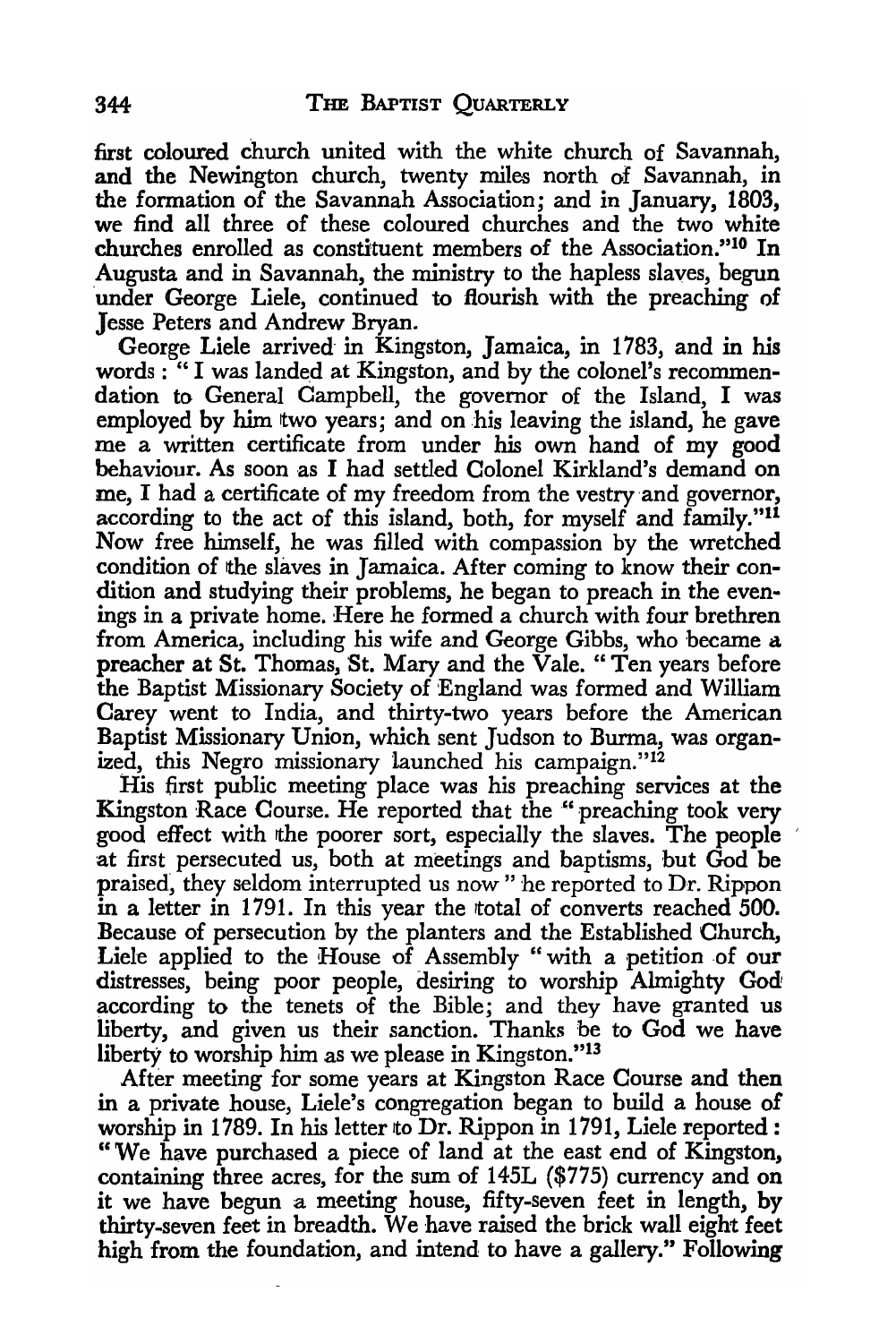first coloured church united with the white church of Savannah, and the Newington church, twenty miles north of Savannah, in the formation of the Savannah Association; and in January, 1803, we find all three of these coloured churches and the two white churches enrolled as constituent members of the Association."[10] In Augusta and in Savannah, the ministry to the hapless slaves, begun under George Liele, continued to flourish with the preaching of Jesse Peters and Andrew Bryan.

George Liele arrived in Kingston, Jamaica, in 1783, and in his words: "I was landed at Kingston, and by the colonel's recommendation to General Campbell, the governor of the Island, I was employed by him two years; and on his leaving the island, he gave me a written certificate from under his own hand of my good behaviour. As soon as I had settled Colonel Kirkland's demand on me, I had a certificate of my freedom from the vestry and governor, according to the act of this island, both, for myself and family."[11] Now free himself, he was filled with compassion by the wretched condition of the slaves in Jamaica. After coming to know their condition and studying their problems, he began to preach in the evenings in a private home. Here he formed a church with four brethren from America, including his wife and George Gibbs, who became a preacher at St. Thomas, St. Mary and the Vale. "Ten years before the Baptist Missionary Society of England was formed and William Carey went to India, and thirty-two years before the American Baptist Missionary Union, which sent Judson to Burma, was organized, this Negro missionary launched his campaign."[12]

His first public meeting place was his preaching services at the Kingston Race Course. He reported that the "preaching took very good effect with the poorer sort, especially the slaves. The people at first persecuted us, both at meetings and baptisms, but God be praised, they seldom interrupted us now" he reported to Dr. Rippon in a letter in 1791. In this year the total of converts reached 500. Because of persecution by the planters and the Established Church, Liele applied to the House of Assembly "with a petition of our distresses, being poor people, desiring to worship Almighty God according to the tenets of the Bible; and they have granted us liberty, and given us their sanction. Thanks be to God we have liberty to worship him as we please in Kingston."[13]

After meeting for some years at Kingston Race Course and then in a private house, Liele's congregation began to build a house of worship in 1789. In his letter to Dr. Rippon in 1791, Liele reported: "We have purchased a piece of land at the east end of Kingston, containing three acres, for the sum of 145L ($775) currency and on it we have begun a meeting house, fifty-seven feet in length, by thirty-seven feet in breadth. We have raised the brick wall eight feet high from the foundation, and intend to have a gallery." Following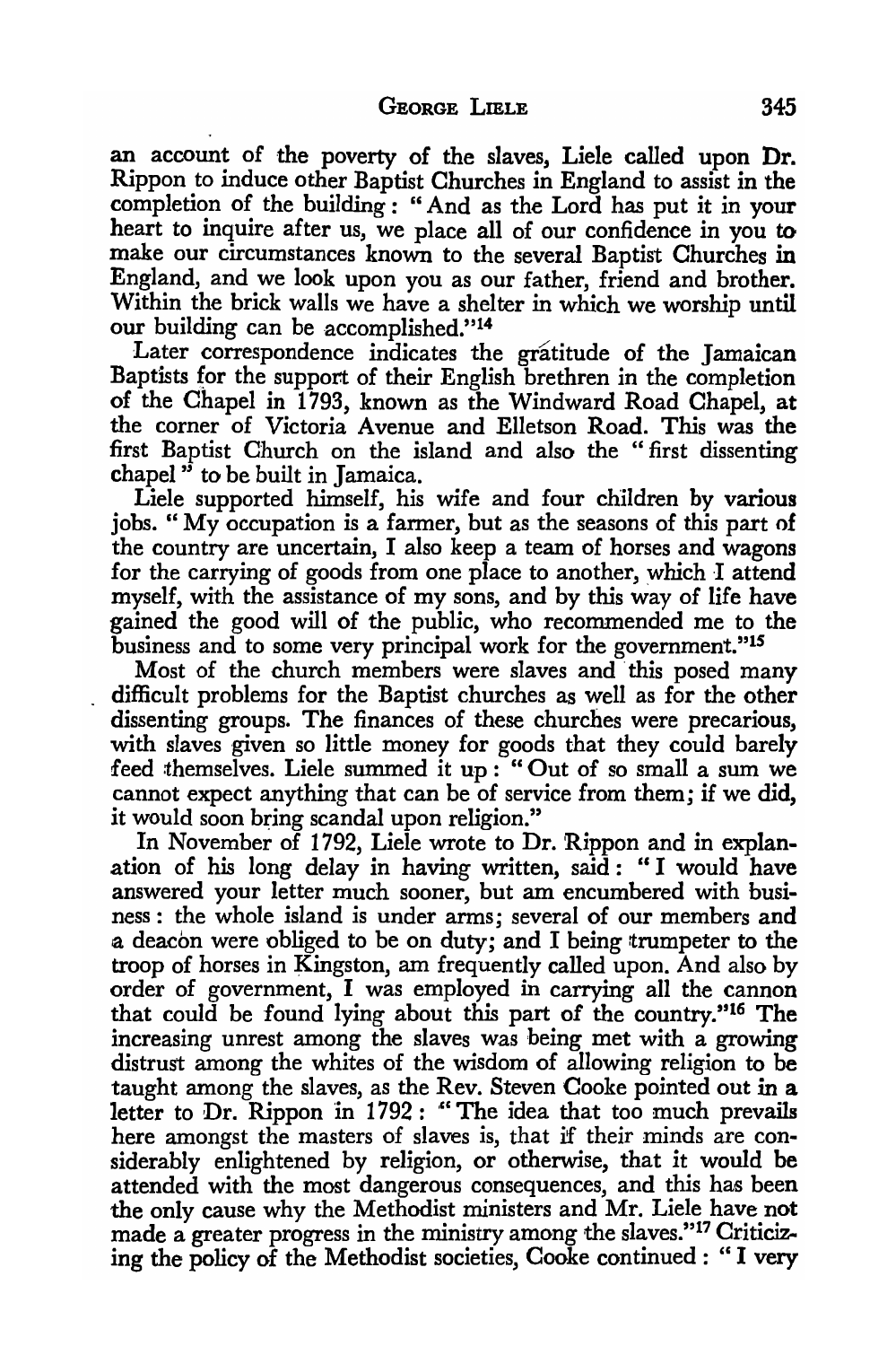an account of the poverty of the slaves, Liele called upon Dr. Rippon to induce other Baptist Churches in England to assist in the completion of the building: "And as the Lord has put it in your heart to inquire after us, we place all of our confidence in you to make our circumstances known to the several Baptist Churches in England, and we look upon you as our father, friend and brother. Within the brick walls we have a shelter in which we worship until our building can be accomplished."[14]

Later correspondence indicates the grátitude of the Jamaican Baptists for the support of their English brethren in the completion of the Chapel in 1793, known as the Windward Road Chapel, at the corner of Victoria Avenue and Elletson Road. This was the first Baptist Church on the island and also the "first dissenting chapel" to be built in Jamaica.

Liele supported himself, his wife and four children by various jobs. "My occupation is a farmer, but as the seasons of this part of the country are uncertain, I also keep a team of horses and wagons for the carrying of goods from one place to another, which I attend myself, with the assistance of my sons, and by this way of life have gained the good will of the public, who recommended me to the business and to some very principal work for the government."[15]

Most of the church members were slaves and this posed many difficult problems for the Baptist churches as well as for the other dissenting groups. The finances of these churches were precarious, with slaves given so little money for goods that they could barely feed themselves. Liele summed it up: "Out of so small a sum we cannot expect anything that can be of service from them; if we did, it would soon bring scandal upon religion."

In November of 1792, Liele wrote to Dr. Rippon and in explanation of his long delay in having written, said: "I would have answered your letter much sooner, but am encumbered with business: the whole island is under arms; several of our members and a deacon were obliged to be on duty; and I being trumpeter to the troop of horses in Kingston, am frequently called upon. And also by order of government, I was employed in carrying all the cannon that could be found lying about this part of the country."[16] The increasing unrest among the slaves was being met with a growing distrust among the whites of the wisdom of allowing religion to be taught among the slaves, as the Rev. Steven Cooke pointed out in a letter to Dr. Rippon in 1792: "The idea that too much prevails here amongst the masters of slaves is, that if their minds are considerably enlightened by religion, or otherwise, that it would be attended with the most dangerous consequences, and this has been the only cause why the Methodist ministers and Mr. Liele have not made a greater progress in the ministry among the slaves."[17] Criticizing the policy of the Methodist societies, Cooke continued: "I very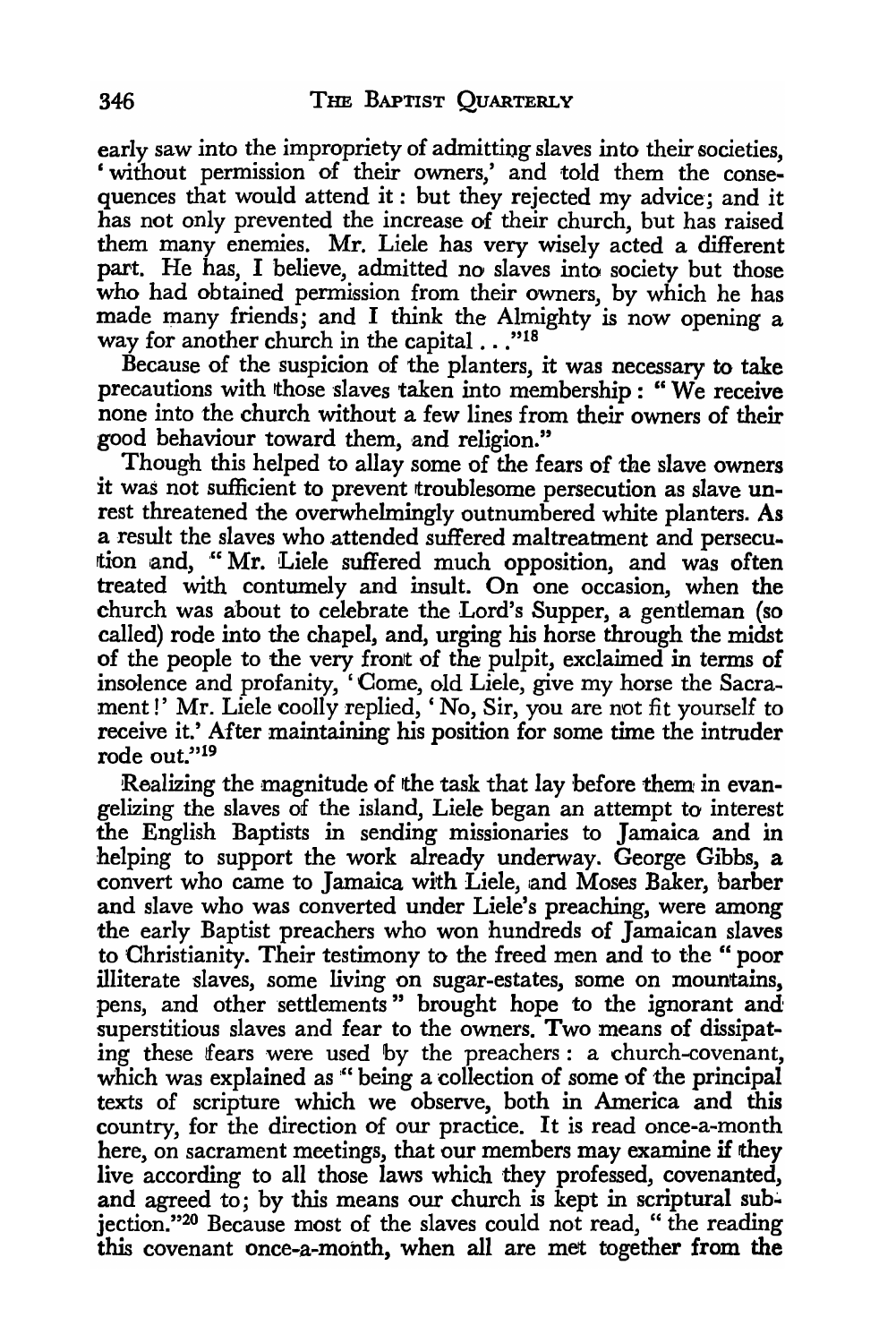early saw into the impropriety of admitting slaves into their societies, 'without permission of their owners,' and told them the consequences that would attend it: but they rejected my advice; and it has not only prevented the increase of their church, but has raised them many enemies. Mr. Liele has very wisely acted a different part. He has, I believe, admitted no slaves into society but those who had obtained permission from their owners, by which he has made many friends; and I think the Almighty is now opening a way for another church in the capital . . ."[18]

Because of the suspicion of the planters, it was necessary to take precautions with those slaves taken into membership: "We receive none into the church without a few lines from their owners of their good behaviour toward them, and religion."

Though this helped to allay some of the fears of the slave owners it was not sufficient to prevent troublesome persecution as slave unrest threatened the overwhelmingly outnumbered white planters. As a result the slaves who attended suffered maltreatment and persecution and, "Mr. Liele suffered much opposition, and was often treated with contumely and insult. On one occasion, when the church was about to celebrate the Lord's Supper, a gentleman (so called) rode into the chapel, and, urging his horse through the midst of the people to the very front of the pulpit, exclaimed in terms of insolence and profanity, 'Come, old Liele, give my horse the Sacrament!' Mr. Liele coolly replied, 'No, Sir, you are not fit yourself to receive it.' After maintaining his position for some time the intruder rode out."[19]

Realizing the magnitude of the task that lay before them in evangelizing the slaves of the island, Liele began an attempt to interest the English Baptists in sending missionaries to Jamaica and in helping to support the work already underway. George Gibbs, a convert who came to Jamaica with Liele, and Moses Baker, barber and slave who was converted under Liele's preaching, were among the early Baptist preachers who won hundreds of Jamaican slaves to Christianity. Their testimony to the freed men and to the "poor illiterate slaves, some living on sugar-estates, some on mountains, pens, and other settlements" brought hope to the ignorant and superstitious slaves and fear to the owners. Two means of dissipating these fears were used by the preachers: a church-covenant, which was explained as "being a collection of some of the principal texts of scripture which we observe, both in America and this country, for the direction of our practice. It is read once-a-month here, on sacrament meetings, that our members may examine if they live according to all those laws which they professed, covenanted, and agreed to; by this means our church is kept in scriptural subjection."[20] Because most of the slaves could not read, "the reading this covenant once-a-month, when all are met together from the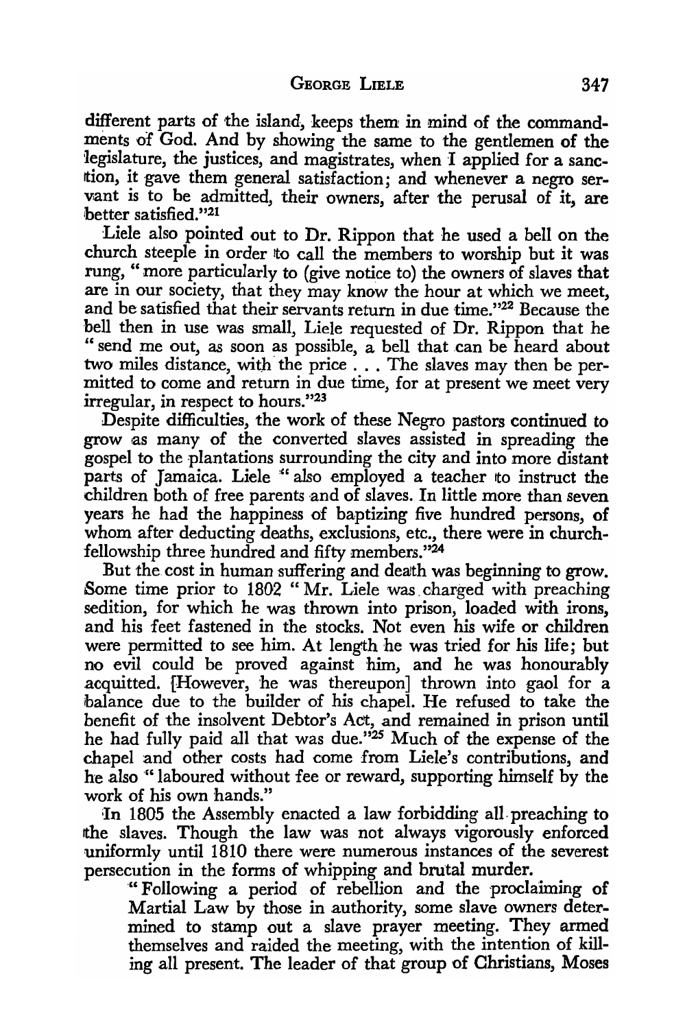different parts of the island, keeps them in mind of the commandments of God. And by showing the same to the gentlemen of the legislature, the justices, and magistrates, when I applied for a sanction, it gave them general satisfaction; and whenever a negro servant is to be admitted, their owners, after the perusal of it, are better satisfied."[21]

Liele also pointed out to Dr. Rippon that he used a bell on the church steeple in order to call the members to worship but it was rung, "more particularly to (give notice to) the owners of slaves that are in our society, that they may know the hour at which we meet, and be satisfied that their servants return in due time."[22] Because the bell then in use was small, Liele requested of Dr. Rippon that he "send me out, as soon as possible, a bell that can be heard about two miles distance, with the price . . . The slaves may then be permitted to come and return in due time, for at present we meet very irregular, in respect to hours."[23]

Despite difficulties, the work of these Negro pastors continued to grow as many of the converted slaves assisted in spreading the gospel to the plantations surrounding the city and into more distant parts of Jamaica. Liele "also employed a teacher to instruct the children both of free parents and of slaves. In little more than seven years he had the happiness of baptizing five hundred persons, of whom after deducting deaths, exclusions, etc., there were in church-fellowship three hundred and fifty members."[24]

But the cost in human suffering and death was beginning to grow. Some time prior to 1802 "Mr. Liele was charged with preaching sedition, for which he was thrown into prison, loaded with irons, and his feet fastened in the stocks. Not even his wife or children were permitted to see him. At length he was tried for his life; but no evil could be proved against him, and he was honourably acquitted. [However, he was thereupon] thrown into gaol for a balance due to the builder of his chapel. He refused to take the benefit of the insolvent Debtor's Act, and remained in prison until he had fully paid all that was due."[25] Much of the expense of the chapel and other costs had come from Liele's contributions, and he also "laboured without fee or reward, supporting himself by the work of his own hands."

In 1805 the Assembly enacted a law forbidding all preaching to the slaves. Though the law was not always vigorously enforced uniformly until 1810 there were numerous instances of the severest persecution in the forms of whipping and brutal murder.

> "Following a period of rebellion and the proclaiming of Martial Law by those in authority, some slave owners determined to stamp out a slave prayer meeting. They armed themselves and raided the meeting, with the intention of killing all present. The leader of that group of Christians, Moses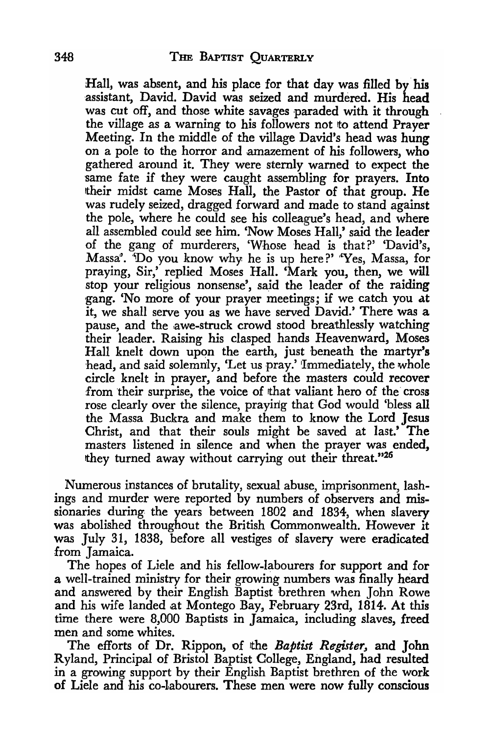Hall, was absent, and his place for that day was filled by his assistant, David. David was seized and murdered. His head was cut off, and those white savages paraded with it through the village as a warning to his followers not to attend Prayer Meeting. In the middle of the village David's head was hung on a pole to the horror and amazement of his followers, who gathered around it. They were sternly warned to expect the same fate if they were caught assembling for prayers. Into their midst came Moses Hall, the Pastor of that group. He was rudely seized, dragged forward and made to stand against the pole, where he could see his colleague's head, and where all assembled could see him. 'Now Moses Hall,' said the leader of the gang of murderers, 'Whose head is that?' 'David's, Massa'. 'Do you know why he is up here?' 'Yes, Massa, for praying, Sir,' replied Moses Hall. 'Mark you, then, we will stop your religious nonsense', said the leader of the raiding gang. 'No more of your prayer meetings; if we catch you at it, we shall serve you as we have served David.' There was a pause, and the awe-struck crowd stood breathlessly watching their leader. Raising his clasped hands Heavenward, Moses Hall knelt down upon the earth, just beneath the martyr's head, and said solemnly, 'Let us pray.' Immediately, the whole circle knelt in prayer, and before the masters could recover from their surprise, the voice of that valiant hero of the cross rose clearly over the silence, praying that God would 'bless all the Massa Buckra and make them to know the Lord Jesus Christ, and that their souls might be saved at last.' The masters listened in silence and when the prayer was ended, they turned away without carrying out their threat."[26]

Numerous instances of brutality, sexual abuse, imprisonment, lashings and murder were reported by numbers of observers and missionaries during the years between 1802 and 1834, when slavery was abolished throughout the British Commonwealth. However it was July 31, 1838, before all vestiges of slavery were eradicated from Jamaica.

The hopes of Liele and his fellow-labourers for support and for a well-trained ministry for their growing numbers was finally heard and answered by their English Baptist brethren when John Rowe and his wife landed at Montego Bay, February 23rd, 1814. At this time there were 8,000 Baptists in Jamaica, including slaves, freed men and some whites.

The efforts of Dr. Rippon, of the *Baptist Register,* and John Ryland, Principal of Bristol Baptist College, England, had resulted in a growing support by their English Baptist brethren of the work of Liele and his co-labourers. These men were now fully conscious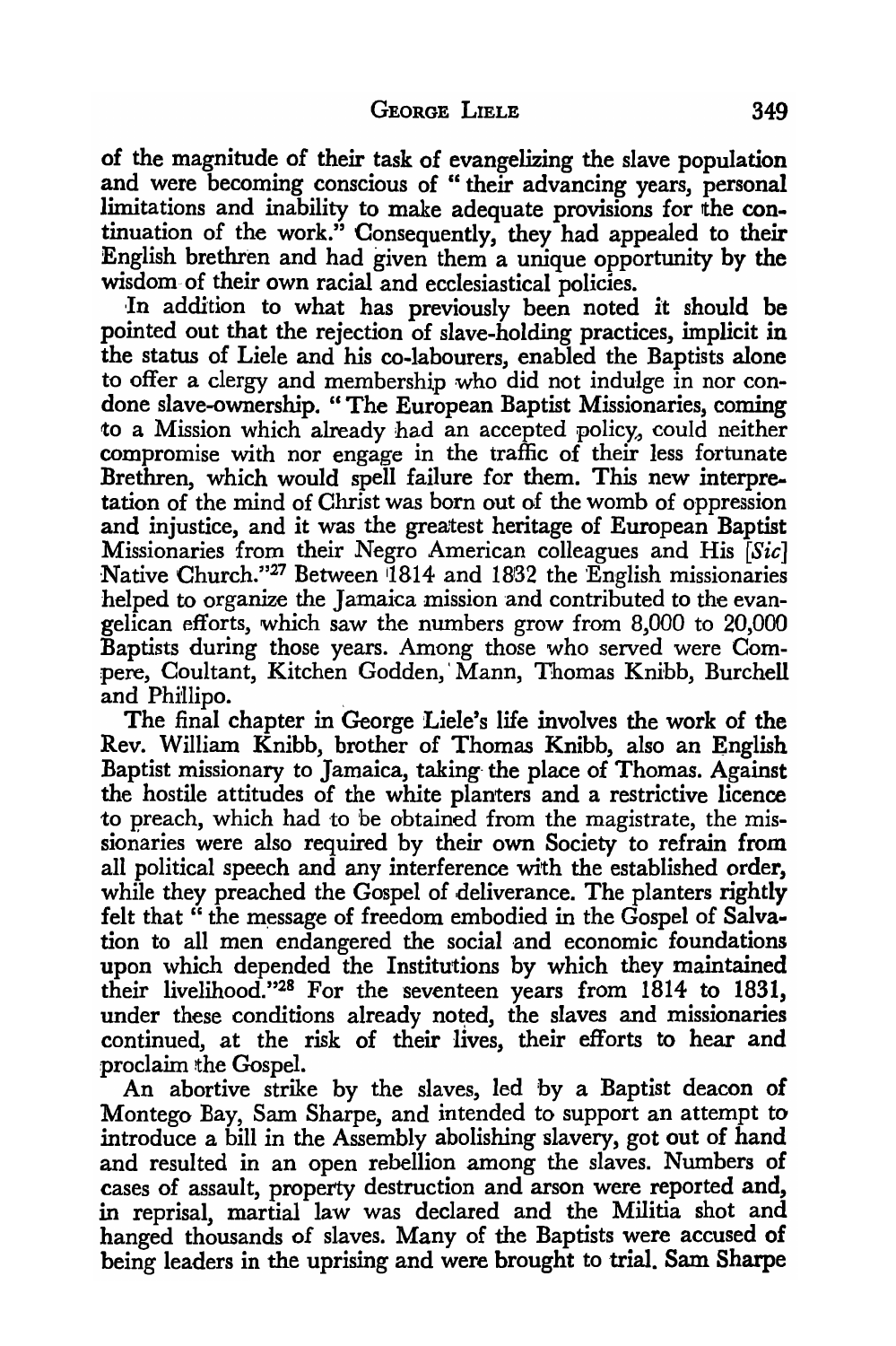of the magnitude of their task of evangelizing the slave population and were becoming conscious of "their advancing years, personal limitations and inability to make adequate provisions for the continuation of the work." Consequently, they had appealed to their English brethren and had given them a unique opportunity by the wisdom of their own racial and ecclesiastical policies.

In addition to what has previously been noted it should be pointed out that the rejection of slave-holding practices, implicit in the status of Liele and his co-labourers, enabled the Baptists alone to offer a clergy and membership who did not indulge in nor condone slave-ownership. "The European Baptist Missionaries, coming to a Mission which already had an accepted policy, could neither compromise with nor engage in the traffic of their less fortunate Brethren, which would spell failure for them. This new interpretation of the mind of Christ was born out of the womb of oppression and injustice, and it was the greatest heritage of European Baptist Missionaries from their Negro American colleagues and His *[Sic]* Native Church."[27] Between 1814 and 1832 the English missionaries helped to organize the Jamaica mission and contributed to the evangelican efforts, which saw the numbers grow from 8,000 to 20,000 Baptists during those years. Among those who served were Compere, Coultant, Kitchen Godden, Mann, Thomas Knibb, Burchell and Phillipo.

The final chapter in George Liele's life involves the work of the Rev. William Knibb, brother of Thomas Knibb, also an English Baptist missionary to Jamaica, taking the place of Thomas. Against the hostile attitudes of the white planters and a restrictive licence to preach, which had to be obtained from the magistrate, the missionaries were also required by their own Society to refrain from all political speech and any interference with the established order, while they preached the Gospel of deliverance. The planters rightly felt that "the message of freedom embodied in the Gospel of Salvation to all men endangered the social and economic foundations upon which depended the Institutions by which they maintained their livelihood."[28] For the seventeen years from 1814 to 1831, under these conditions already noted, the slaves and missionaries continued, at the risk of their lives, their efforts to hear and proclaim the Gospel.

An abortive strike by the slaves, led by a Baptist deacon of Montego Bay, Sam Sharpe, and intended to support an attempt to introduce a bill in the Assembly abolishing slavery, got out of hand and resulted in an open rebellion among the slaves. Numbers of cases of assault, property destruction and arson were reported and, in reprisal, martial law was declared and the Militia shot and hanged thousands of slaves. Many of the Baptists were accused of being leaders in the uprising and were brought to trial. Sam Sharpe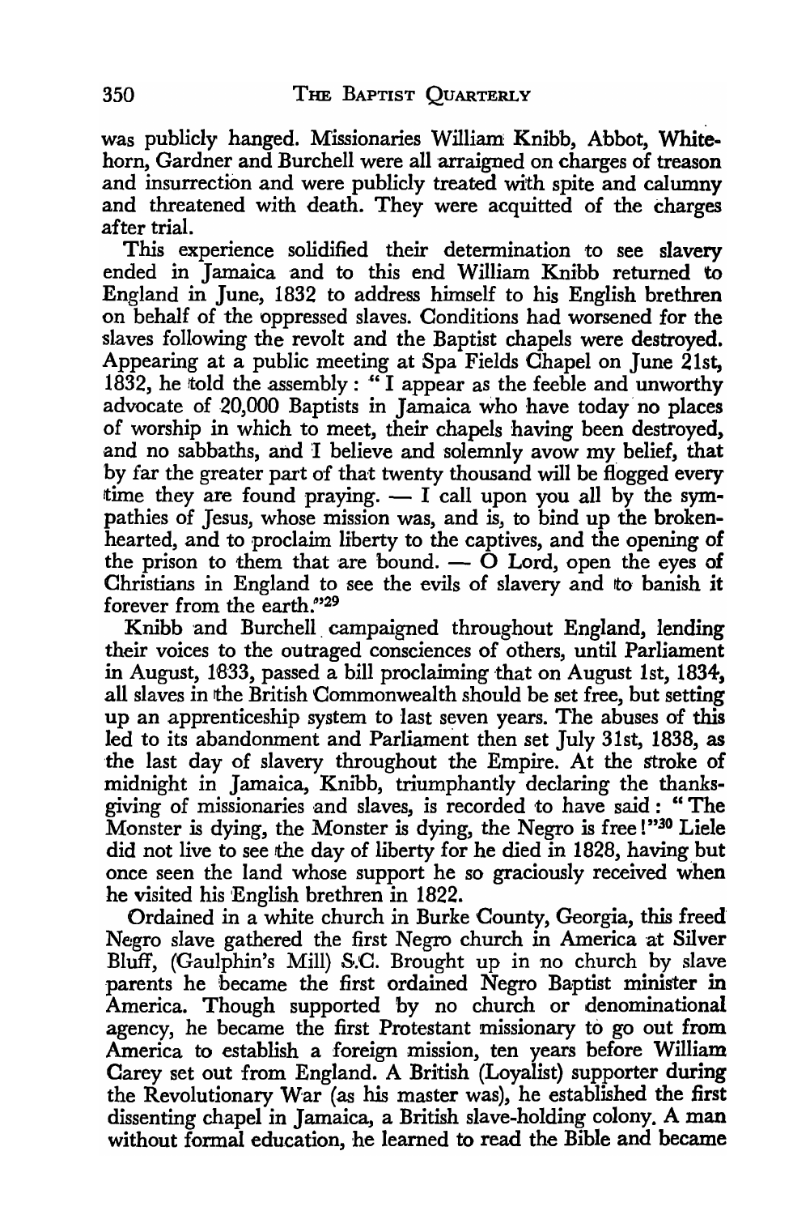was publicly hanged. Missionaries William Knibb, Abbot, Whitehorn, Gardner and Burchell were all arraigned on charges of treason and insurrection and were publicly treated with spite and calumny and threatened with death. They were acquitted of the charges after trial.

This experience solidified their determination to see slavery ended in Jamaica and to this end William Knibb returned to England in June, 1832 to address himself to his English brethren on behalf of the oppressed slaves. Conditions had worsened for the slaves following the revolt and the Baptist chapels were destroyed. Appearing at a public meeting at Spa Fields Chapel on June 21st, 1832, he told the assembly: "I appear as the feeble and unworthy advocate of 20,000 Baptists in Jamaica who have today no places of worship in which to meet, their chapels having been destroyed, and no sabbaths, and I believe and solemnly avow my belief, that by far the greater part of that twenty thousand will be flogged every time they are found praying. — I call upon you all by the sympathies of Jesus, whose mission was, and is, to bind up the broken-hearted, and to proclaim liberty to the captives, and the opening of the prison to them that are bound. — O Lord, open the eyes of Christians in England to see the evils of slavery and to banish it forever from the earth."[29]

Knibb and Burchell campaigned throughout England, lending their voices to the outraged consciences of others, until Parliament in August, 1833, passed a bill proclaiming that on August 1st, 1834, all slaves in the British Commonwealth should be set free, but setting up an apprenticeship system to last seven years. The abuses of this led to its abandonment and Parliament then set July 31st, 1838, as the last day of slavery throughout the Empire. At the stroke of midnight in Jamaica, Knibb, triumphantly declaring the thanksgiving of missionaries and slaves, is recorded to have said: "The Monster is dying, the Monster is dying, the Negro is free!"[30] Liele did not live to see the day of liberty for he died in 1828, having but once seen the land whose support he so graciously received when he visited his English brethren in 1822.

Ordained in a white church in Burke County, Georgia, this freed Negro slave gathered the first Negro church in America at Silver Bluff, (Gaulphin's Mill) S.C. Brought up in no church by slave parents he became the first ordained Negro Baptist minister in America. Though supported by no church or denominational agency, he became the first Protestant missionary to go out from America to establish a foreign mission, ten years before William Carey set out from England. A British (Loyalist) supporter during the Revolutionary War (as his master was), he established the first dissenting chapel in Jamaica, a British slave-holding colony. A man without formal education, he learned to read the Bible and became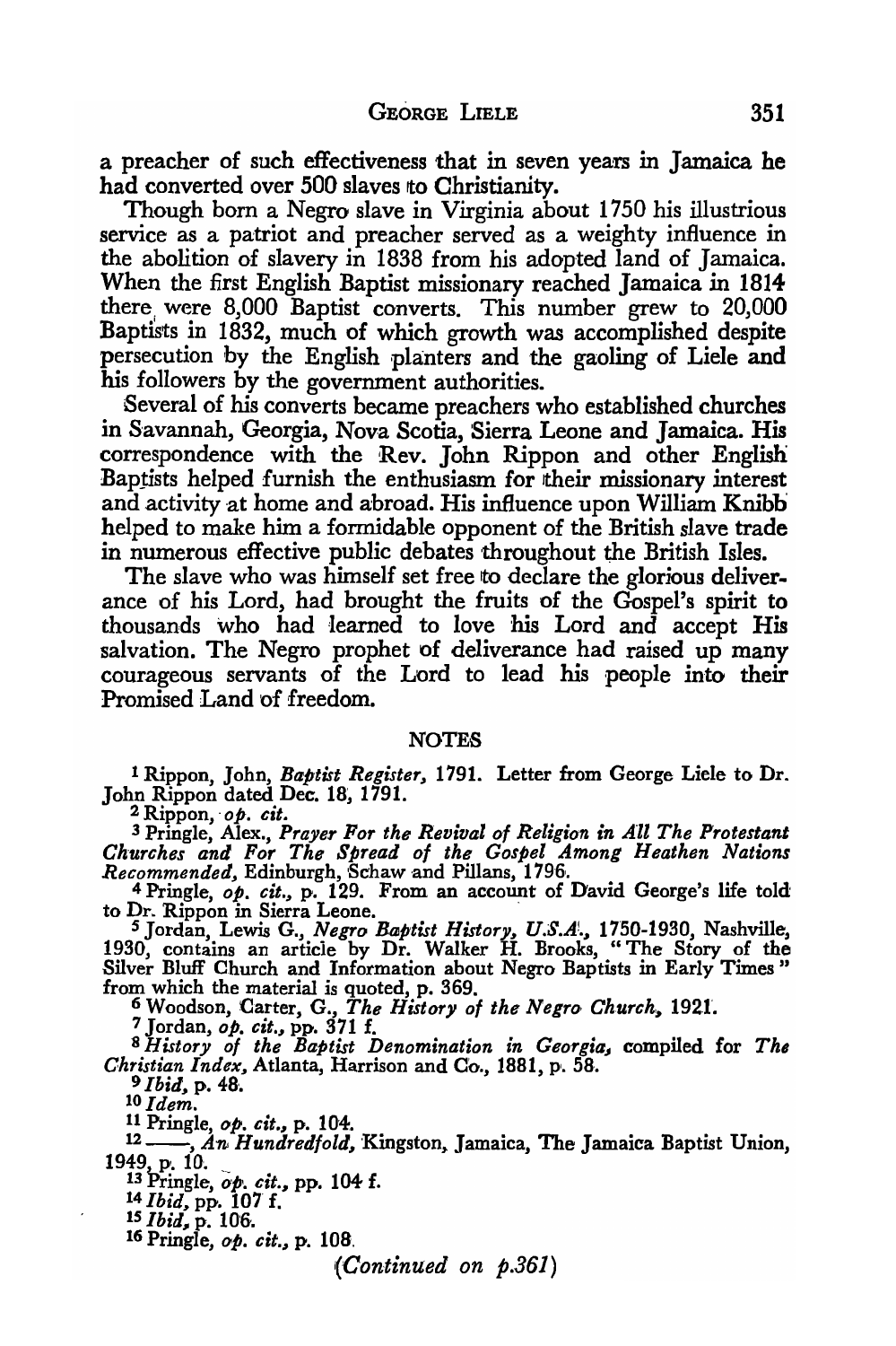a preacher of such effectiveness that in seven years in Jamaica he had converted over 500 slaves to Christianity.

Though born a Negro slave in Virginia about 1750 his illustrious service as a patriot and preacher served as a weighty influence in the abolition of slavery in 1838 from his adopted land of Jamaica. When the first English Baptist missionary reached Jamaica in 1814 there were 8,000 Baptist converts. This number grew to 20,000 Baptists in 1832, much of which growth was accomplished despite persecution by the English planters and the gaoling of Liele and his followers by the government authorities.

Several of his converts became preachers who established churches in Savannah, Georgia, Nova Scotia, Sierra Leone and Jamaica. His correspondence with the Rev. John Rippon and other English Baptists helped furnish the enthusiasm for their missionary interest and activity at home and abroad. His influence upon William Knibb helped to make him a formidable opponent of the British slave trade in numerous effective public debates throughout the British Isles.

The slave who was himself set free to declare the glorious deliverance of his Lord, had brought the fruits of the Gospel's spirit to thousands who had learned to love his Lord and accept His salvation. The Negro prophet of deliverance had raised up many courageous servants of the Lord to lead his people into their Promised Land of freedom.

## NOTES

[1] Rippon, John, *Baptist Register*, 1791. Letter from George Liele to Dr. John Rippon dated Dec. 18, 1791.

[2] Rippon, *op. cit.*

[3] Pringle, Alex., *Prayer For the Revival of Religion in All The Protestant Churches and For The Spread of the Gospel Among Heathen Nations Recommended*, Edinburgh, Schaw and Pillans, 1796.

[4] Pringle, *op. cit.*, p. 129. From an account of David George's life told to Dr. Rippon in Sierra Leone.

[5] Jordan, Lewis G., *Negro Baptist History, U.S.A.*, 1750-1930, Nashville, 1930, contains an article by Dr. Walker H. Brooks, "The Story of the Silver Bluff Church and Information about Negro Baptists in Early Times" from which the material is quoted, p. 369.

[6] Woodson, Carter, G., *The History of the Negro Church*, 1921.

[7] Jordan, *op. cit.*, pp. 371 f.

[8] *History of the Baptist Denomination in Georgia*, compiled for *The Christian Index*, Atlanta, Harrison and Co., 1881, p. 58.

[9] *Ibid*, p. 48.

[10] *Idem.*

[11] Pringle, *op. cit.*, p. 104.

[12] ———, *An Hundredfold*, Kingston, Jamaica, The Jamaica Baptist Union, 1949, p. 10.

[13] Pringle, *op. cit.*, pp. 104 f.

[14] *Ibid*, pp. 107 f.

[15] *Ibid*, p. 106.

[16] Pringle, *op. cit.*, p. 108.

*(Continued on p.361)*